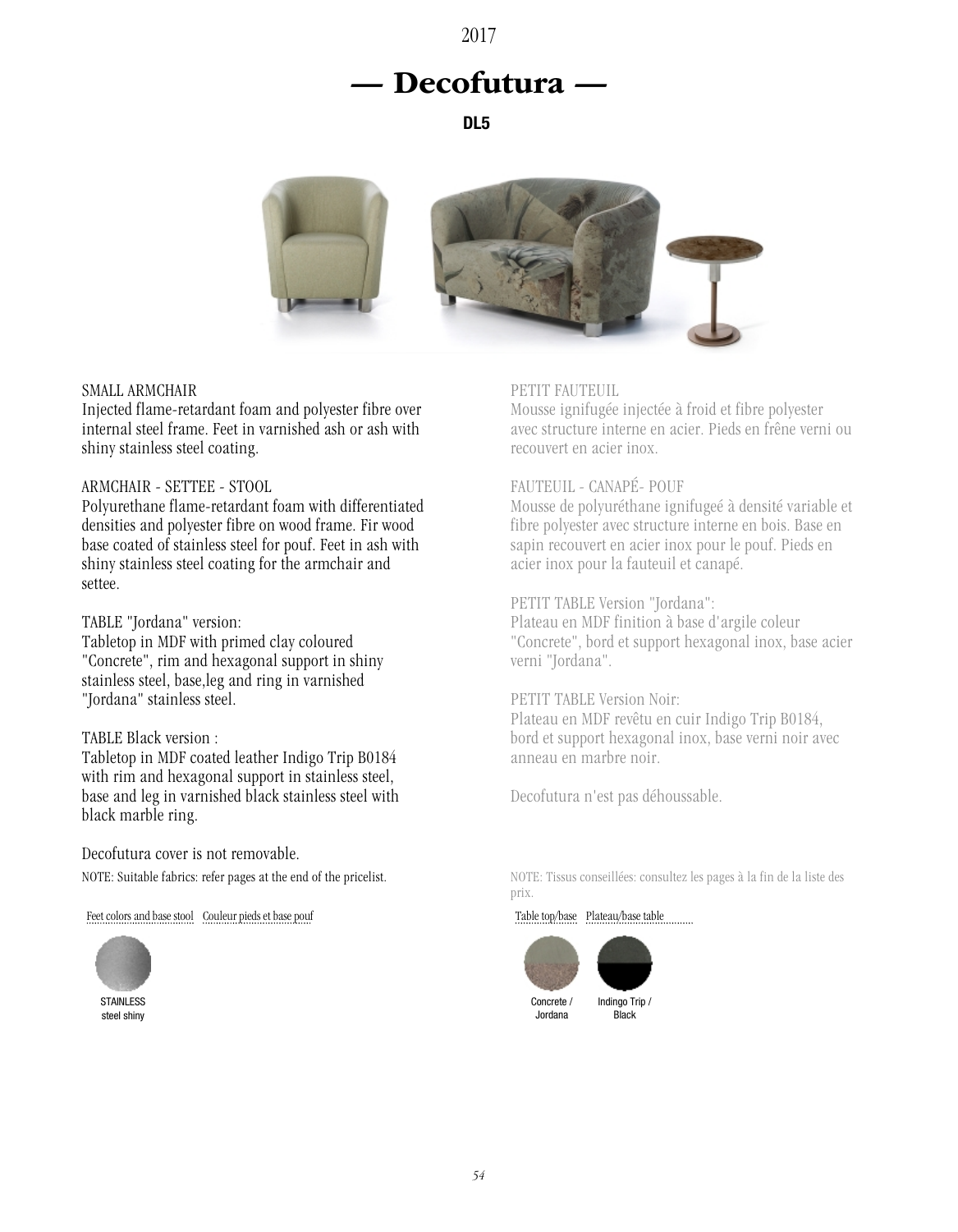2017

# — Decofutura —

**DL5**

SMALL ARMCHAIR
Injected flame-retardant foam and polyester fibre over internal steel frame. Feet in varnished ash or ash with shiny stainless steel coating.

ARMCHAIR - SETTEE - STOOL
Polyurethane flame-retardant foam with differentiated densities and polyester fibre on wood frame. Fir wood base coated of stainless steel for pouf. Feet in ash with shiny stainless steel coating for the armchair and settee.

TABLE "Jordana" version:
Tabletop in MDF with primed clay coloured "Concrete", rim and hexagonal support in shiny stainless steel, base,leg and ring in varnished "Jordana" stainless steel.

TABLE Black version :
Tabletop in MDF coated leather Indigo Trip B0184 with rim and hexagonal support in stainless steel, base and leg in varnished black stainless steel with black marble ring.

Decofutura cover is not removable.

NOTE: Suitable fabrics: refer pages at the end of the pricelist.

PETIT FAUTEUIL
Mousse ignifugée injectée à froid et fibre polyester avec structure interne en acier. Pieds en frêne verni ou recouvert en acier inox.

FAUTEUIL - CANAPÉ- POUF
Mousse de polyuréthane ignifugeé à densité variable et fibre polyester avec structure interne en bois. Base en sapin recouvert en acier inox pour le pouf. Pieds en acier inox pour la fauteuil et canapé.

PETIT TABLE Version "Jordana":
Plateau en MDF finition à base d'argile coleur "Concrete", bord et support hexagonal inox, base acier verni "Jordana".

PETIT TABLE Version Noir:
Plateau en MDF revêtu en cuir Indigo Trip B0184, bord et support hexagonal inox, base verni noir avec anneau en marbre noir.

Decofutura n'est pas déhoussable.

NOTE: Tissus conseillées: consultez les pages à la fin de la liste des prix.

Feet colors and base stool | Couleur pieds et base pouf

STAINLESS steel shiny

Table top/base | Plateau/base table

Concrete / Jordana

Indingo Trip / Black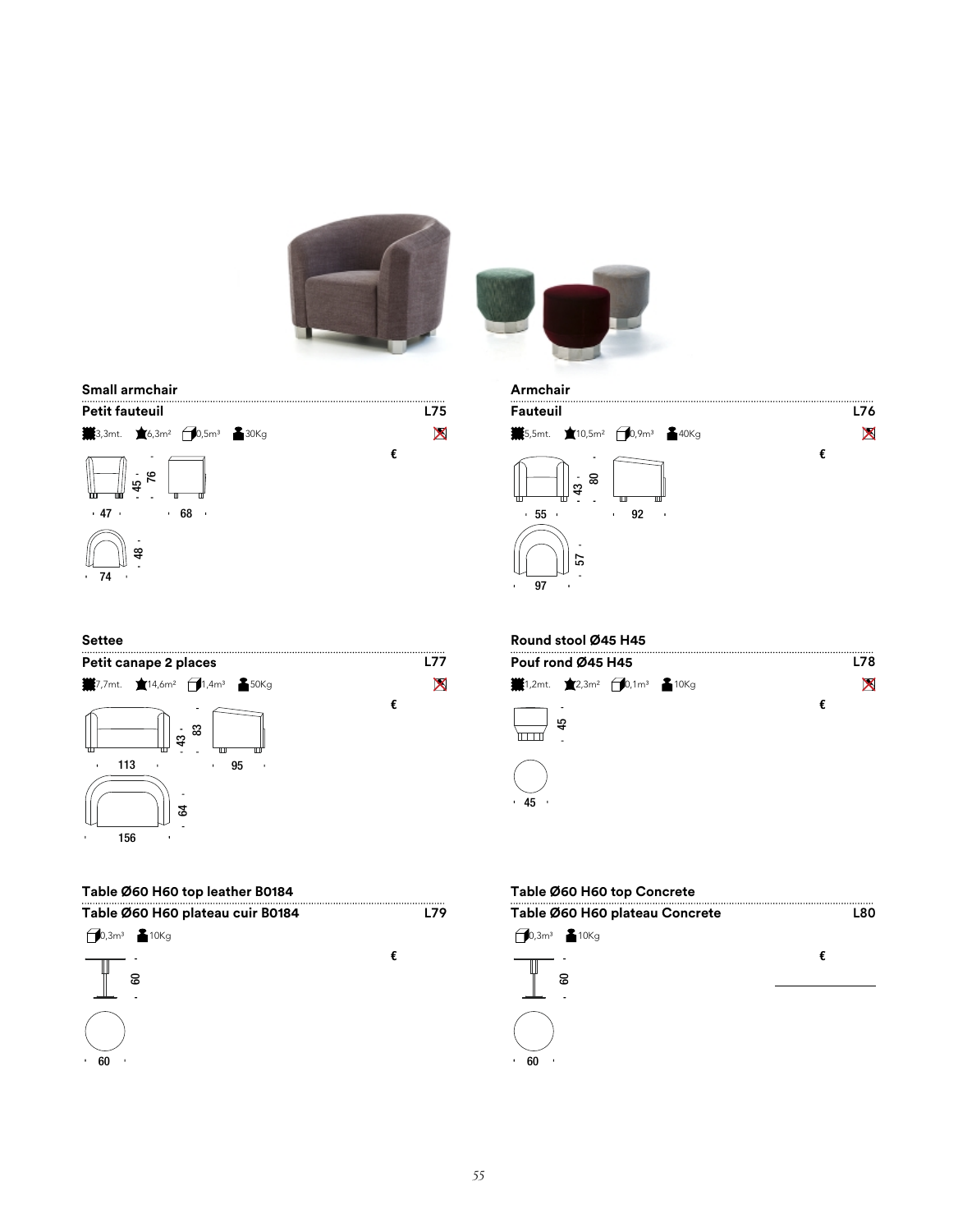**Small armchair**

**Petit fauteuil** L75

3,3mt. 6,3m² 0,5m³ 30Kg

€

45 76

47 68

48

74

**Armchair**

**Fauteuil** L76

5,5mt. 10,5m² 0,9m³ 40Kg

€

43 80

55 92

57

97

**Settee**

**Petit canape 2 places** L77

7,7mt. 14,6m² 1,4m³ 50Kg

€

43 83

113 95

64

156

**Round stool Ø45 H45**

**Pouf rond Ø45 H45** L78

1,2mt. 2,3m² 0,1m³ 10Kg

€

45

45

**Table Ø60 H60 top leather B0184**

**Table Ø60 H60 plateau cuir B0184** L79

0,3m³ 10Kg

€

60

60

**Table Ø60 H60 top Concrete**

**Table Ø60 H60 plateau Concrete** L80

0,3m³ 10Kg

€

60

60